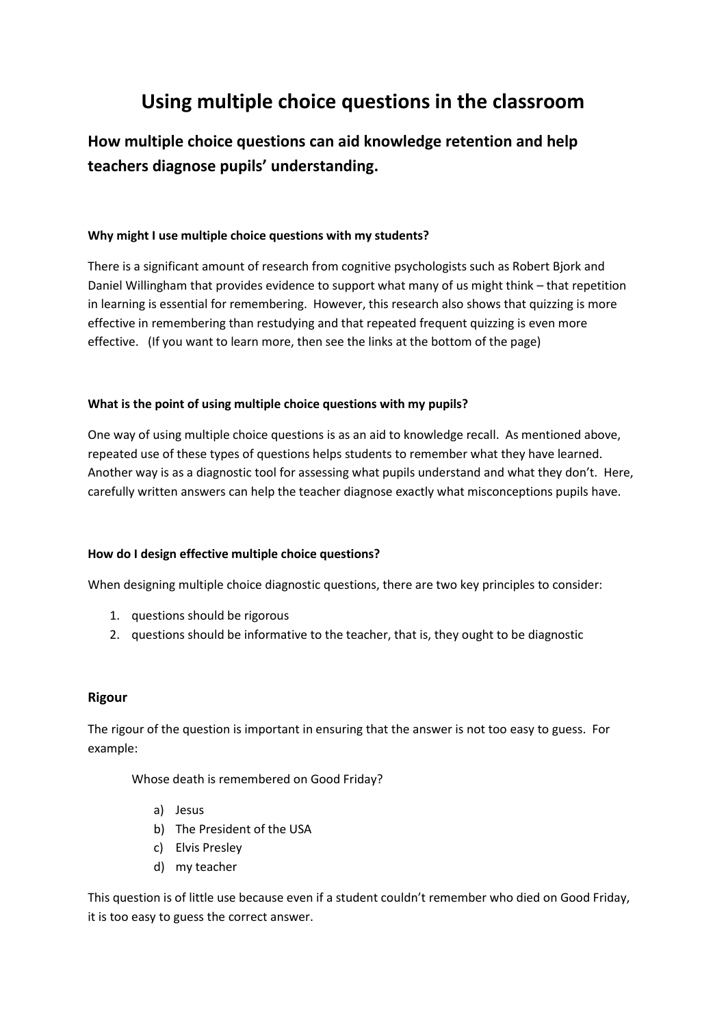# Using multiple choice questions in the classroom

## How multiple choice questions can aid knowledge retention and help teachers diagnose pupils' understanding.

**Why might I use multiple choice questions with my students?**

There is a significant amount of research from cognitive psychologists such as Robert Bjork and Daniel Willingham that provides evidence to support what many of us might think – that repetition in learning is essential for remembering. However, this research also shows that quizzing is more effective in remembering than restudying and that repeated frequent quizzing is even more effective. (If you want to learn more, then see the links at the bottom of the page)

**What is the point of using multiple choice questions with my pupils?**

One way of using multiple choice questions is as an aid to knowledge recall. As mentioned above, repeated use of these types of questions helps students to remember what they have learned. Another way is as a diagnostic tool for assessing what pupils understand and what they don't. Here, carefully written answers can help the teacher diagnose exactly what misconceptions pupils have.

**How do I design effective multiple choice questions?**

When designing multiple choice diagnostic questions, there are two key principles to consider:

1. questions should be rigorous
2. questions should be informative to the teacher, that is, they ought to be diagnostic

### Rigour

The rigour of the question is important in ensuring that the answer is not too easy to guess. For example:

Whose death is remembered on Good Friday?

a) Jesus
b) The President of the USA
c) Elvis Presley
d) my teacher

This question is of little use because even if a student couldn't remember who died on Good Friday, it is too easy to guess the correct answer.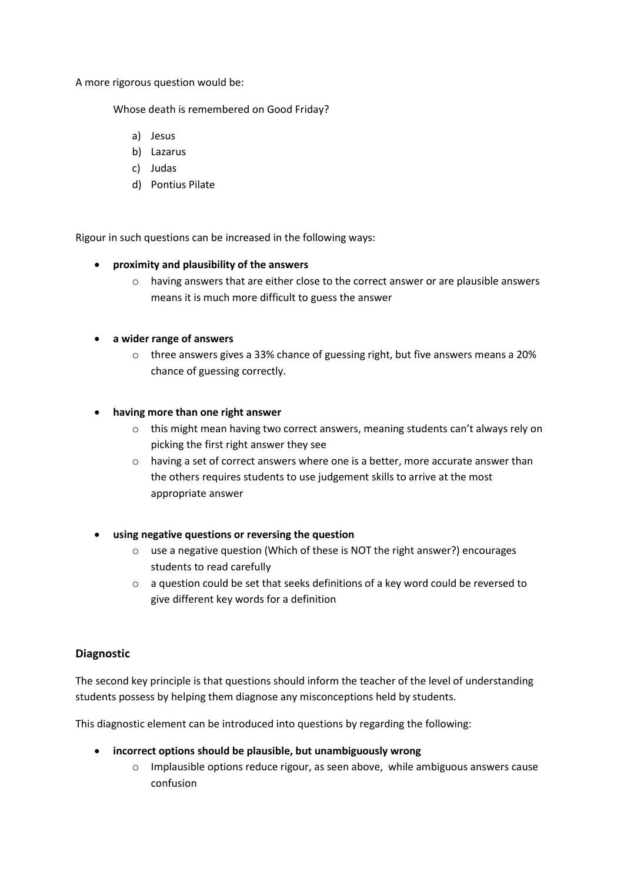A more rigorous question would be:

Whose death is remembered on Good Friday?

a) Jesus
b) Lazarus
c) Judas
d) Pontius Pilate

Rigour in such questions can be increased in the following ways:

- **proximity and plausibility of the answers**
  - having answers that are either close to the correct answer or are plausible answers means it is much more difficult to guess the answer

- **a wider range of answers**
  - three answers gives a 33% chance of guessing right, but five answers means a 20% chance of guessing correctly.

- **having more than one right answer**
  - this might mean having two correct answers, meaning students can't always rely on picking the first right answer they see
  - having a set of correct answers where one is a better, more accurate answer than the others requires students to use judgement skills to arrive at the most appropriate answer

- **using negative questions or reversing the question**
  - use a negative question (Which of these is NOT the right answer?) encourages students to read carefully
  - a question could be set that seeks definitions of a key word could be reversed to give different key words for a definition

### Diagnostic

The second key principle is that questions should inform the teacher of the level of understanding students possess by helping them diagnose any misconceptions held by students.

This diagnostic element can be introduced into questions by regarding the following:

- **incorrect options should be plausible, but unambiguously wrong**
  - Implausible options reduce rigour, as seen above, while ambiguous answers cause confusion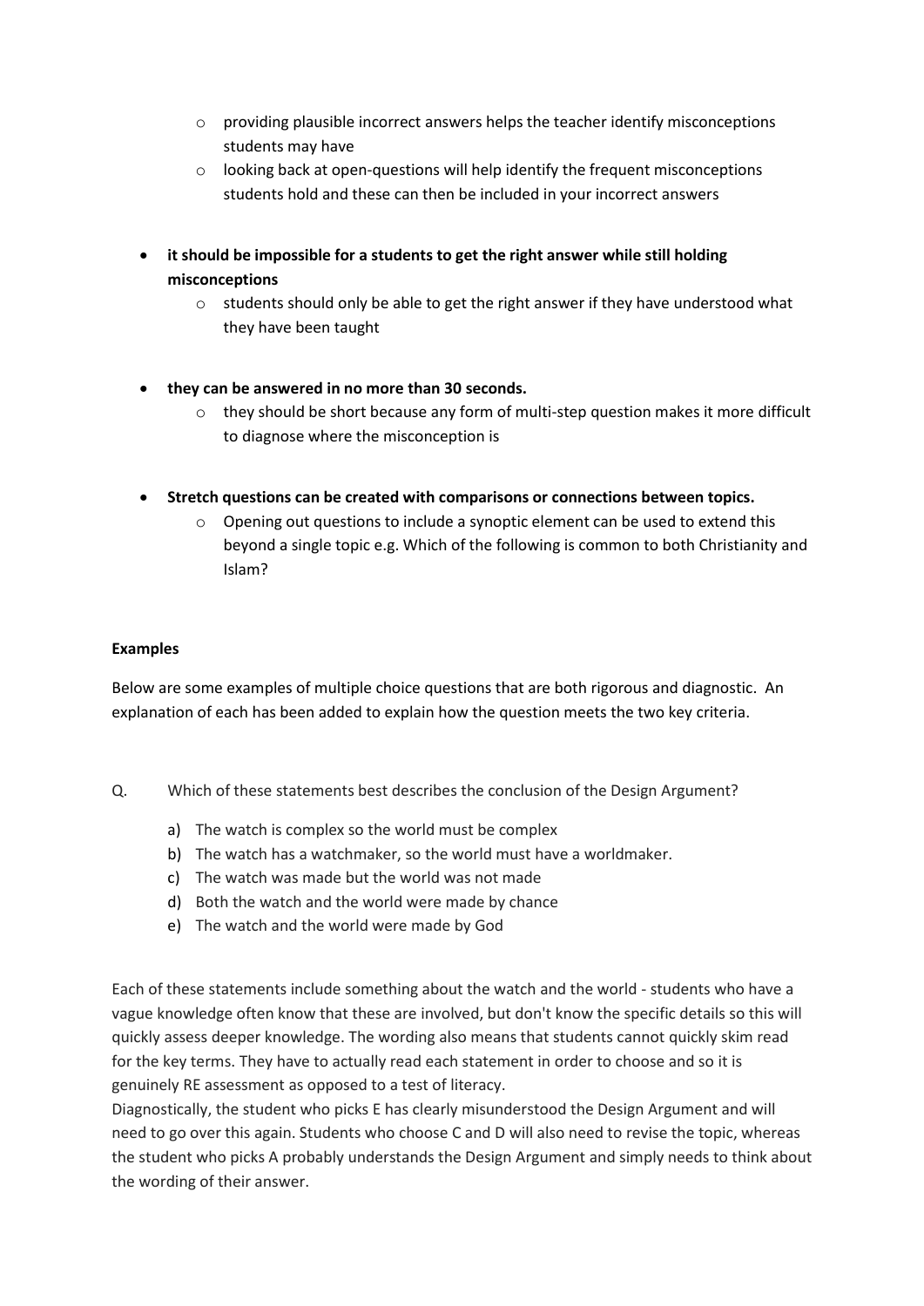- providing plausible incorrect answers helps the teacher identify misconceptions students may have
  - looking back at open-questions will help identify the frequent misconceptions students hold and these can then be included in your incorrect answers

- **it should be impossible for a students to get the right answer while still holding misconceptions**
  - students should only be able to get the right answer if they have understood what they have been taught

- **they can be answered in no more than 30 seconds.**
  - they should be short because any form of multi-step question makes it more difficult to diagnose where the misconception is

- **Stretch questions can be created with comparisons or connections between topics.**
  - Opening out questions to include a synoptic element can be used to extend this beyond a single topic e.g. Which of the following is common to both Christianity and Islam?

**Examples**

Below are some examples of multiple choice questions that are both rigorous and diagnostic. An explanation of each has been added to explain how the question meets the two key criteria.

Q. Which of these statements best describes the conclusion of the Design Argument?

a) The watch is complex so the world must be complex
b) The watch has a watchmaker, so the world must have a worldmaker.
c) The watch was made but the world was not made
d) Both the watch and the world were made by chance
e) The watch and the world were made by God

Each of these statements include something about the watch and the world - students who have a vague knowledge often know that these are involved, but don't know the specific details so this will quickly assess deeper knowledge. The wording also means that students cannot quickly skim read for the key terms. They have to actually read each statement in order to choose and so it is genuinely RE assessment as opposed to a test of literacy.
Diagnostically, the student who picks E has clearly misunderstood the Design Argument and will need to go over this again. Students who choose C and D will also need to revise the topic, whereas the student who picks A probably understands the Design Argument and simply needs to think about the wording of their answer.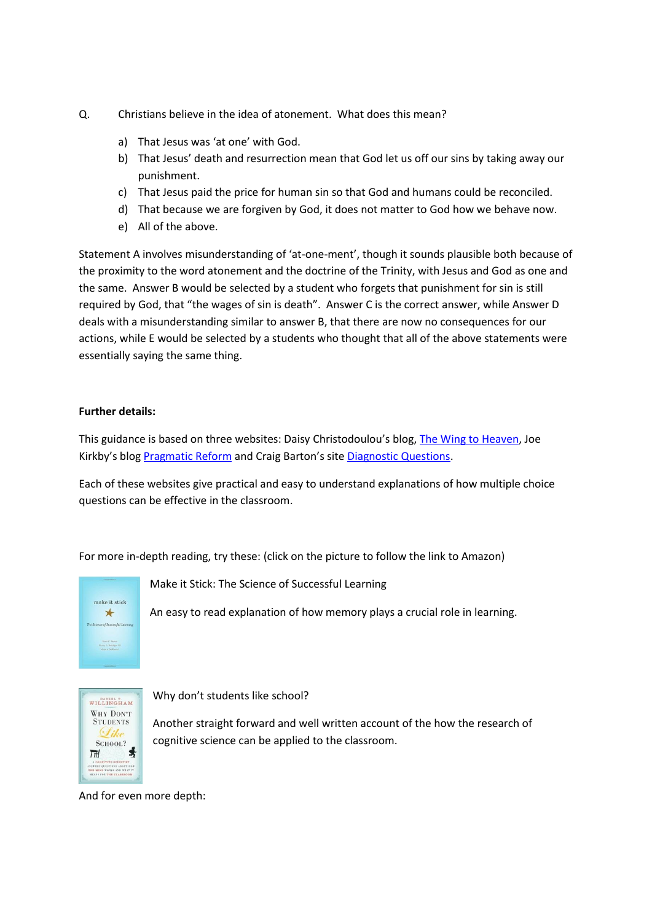Q. Christians believe in the idea of atonement. What does this mean?

a) That Jesus was 'at one' with God.
b) That Jesus' death and resurrection mean that God let us off our sins by taking away our punishment.
c) That Jesus paid the price for human sin so that God and humans could be reconciled.
d) That because we are forgiven by God, it does not matter to God how we behave now.
e) All of the above.

Statement A involves misunderstanding of 'at-one-ment', though it sounds plausible both because of the proximity to the word atonement and the doctrine of the Trinity, with Jesus and God as one and the same. Answer B would be selected by a student who forgets that punishment for sin is still required by God, that "the wages of sin is death". Answer C is the correct answer, while Answer D deals with a misunderstanding similar to answer B, that there are now no consequences for our actions, while E would be selected by a students who thought that all of the above statements were essentially saying the same thing.

**Further details:**

This guidance is based on three websites: Daisy Christodoulou's blog, The Wing to Heaven, Joe Kirkby's blog Pragmatic Reform and Craig Barton's site Diagnostic Questions.

Each of these websites give practical and easy to understand explanations of how multiple choice questions can be effective in the classroom.

For more in-depth reading, try these: (click on the picture to follow the link to Amazon)

Make it Stick: The Science of Successful Learning

An easy to read explanation of how memory plays a crucial role in learning.

Why don't students like school?

Another straight forward and well written account of the how the research of cognitive science can be applied to the classroom.

And for even more depth: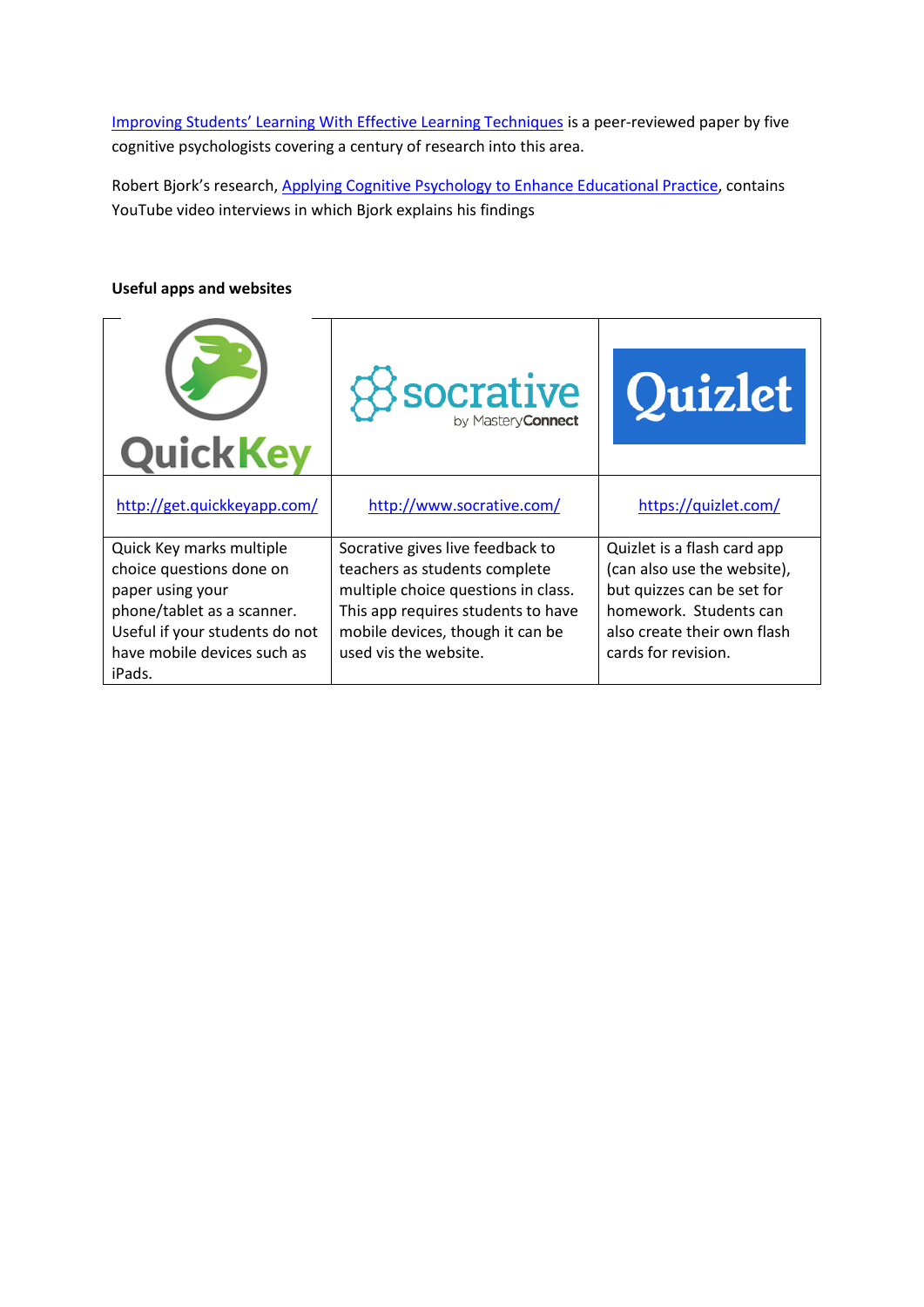Improving Students' Learning With Effective Learning Techniques is a peer-reviewed paper by five cognitive psychologists covering a century of research into this area.

Robert Bjork's research, Applying Cognitive Psychology to Enhance Educational Practice, contains YouTube video interviews in which Bjork explains his findings

**Useful apps and websites**

| | | |
|---|---|---|
| QuickKey | socrative by MasteryConnect | Quizlet |
| http://get.quickkeyapp.com/ | http://www.socrative.com/ | https://quizlet.com/ |
| Quick Key marks multiple choice questions done on paper using your phone/tablet as a scanner. Useful if your students do not have mobile devices such as iPads. | Socrative gives live feedback to teachers as students complete multiple choice questions in class. This app requires students to have mobile devices, though it can be used vis the website. | Quizlet is a flash card app (can also use the website), but quizzes can be set for homework. Students can also create their own flash cards for revision. |